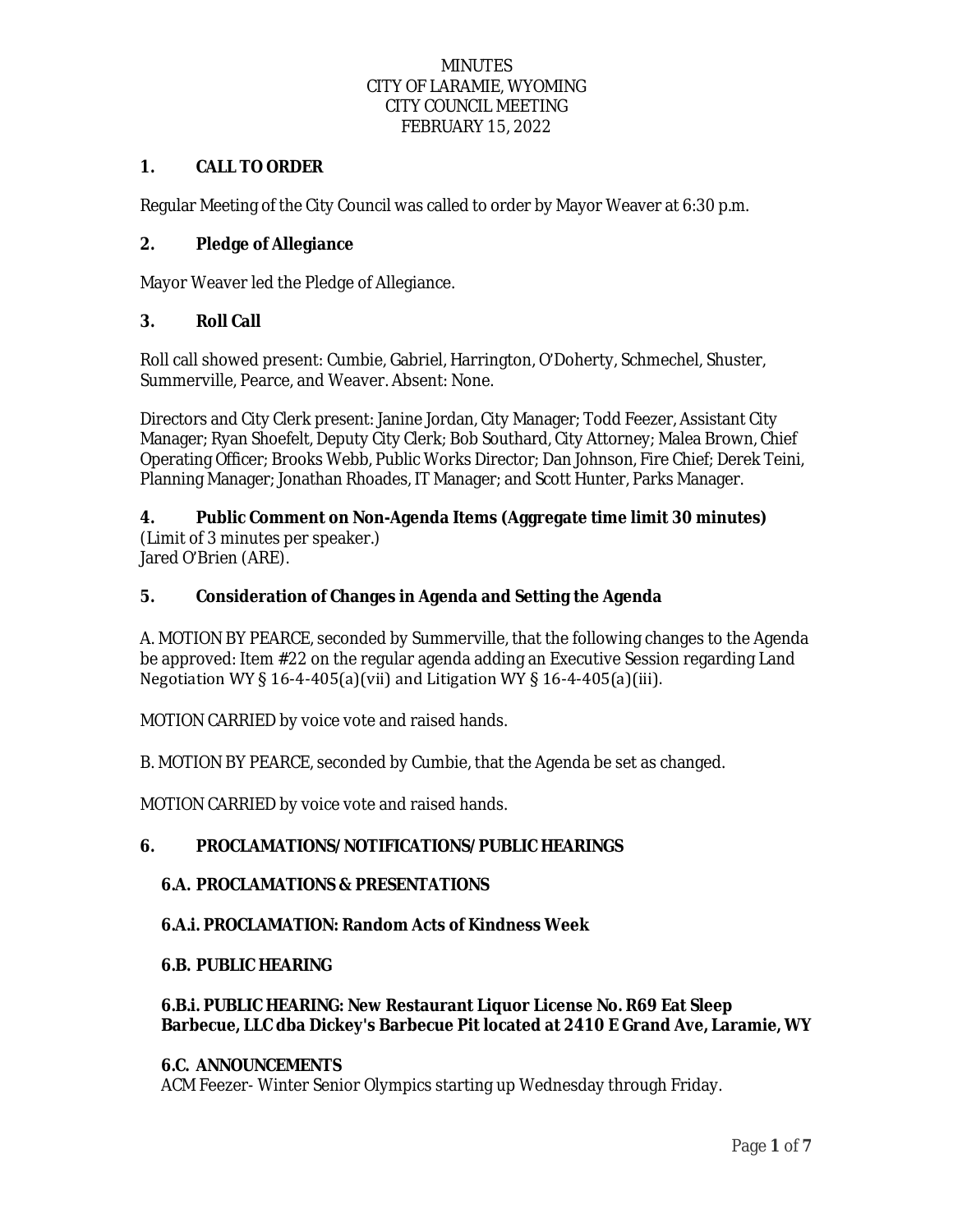MINUTES
CITY OF LARAMIE, WYOMING
CITY COUNCIL MEETING
FEBRUARY 15, 2022

## 1. CALL TO ORDER

Regular Meeting of the City Council was called to order by Mayor Weaver at 6:30 p.m.

## 2. Pledge of Allegiance

Mayor Weaver led the Pledge of Allegiance.

## 3. Roll Call

Roll call showed present: Cumbie, Gabriel, Harrington, O'Doherty, Schmechel, Shuster, Summerville, Pearce, and Weaver. Absent: None.

Directors and City Clerk present: Janine Jordan, City Manager; Todd Feezer, Assistant City Manager; Ryan Shoefelt, Deputy City Clerk; Bob Southard, City Attorney; Malea Brown, Chief Operating Officer; Brooks Webb, Public Works Director; Dan Johnson, Fire Chief; Derek Teini, Planning Manager; Jonathan Rhoades, IT Manager; and Scott Hunter, Parks Manager.

## 4. Public Comment on Non-Agenda Items (Aggregate time limit 30 minutes)

(Limit of 3 minutes per speaker.)
Jared O'Brien (ARE).

## 5. Consideration of Changes in Agenda and Setting the Agenda

A. MOTION BY PEARCE, seconded by Summerville, that the following changes to the Agenda be approved: Item #22 on the regular agenda adding an Executive Session regarding Land Negotiation WY § 16-4-405(a)(vii) and Litigation WY § 16-4-405(a)(iii).

MOTION CARRIED by voice vote and raised hands.

B. MOTION BY PEARCE, seconded by Cumbie, that the Agenda be set as changed.

MOTION CARRIED by voice vote and raised hands.

## 6. PROCLAMATIONS/ NOTIFICATIONS/ PUBLIC HEARINGS

### 6.A. PROCLAMATIONS & PRESENTATIONS

### 6.A.i. PROCLAMATION: Random Acts of Kindness Week

### 6.B. PUBLIC HEARING

### 6.B.i. PUBLIC HEARING: New Restaurant Liquor License No. R69 Eat Sleep Barbecue, LLC dba Dickey's Barbecue Pit located at 2410 E Grand Ave, Laramie, WY

### 6.C. ANNOUNCEMENTS

ACM Feezer- Winter Senior Olympics starting up Wednesday through Friday.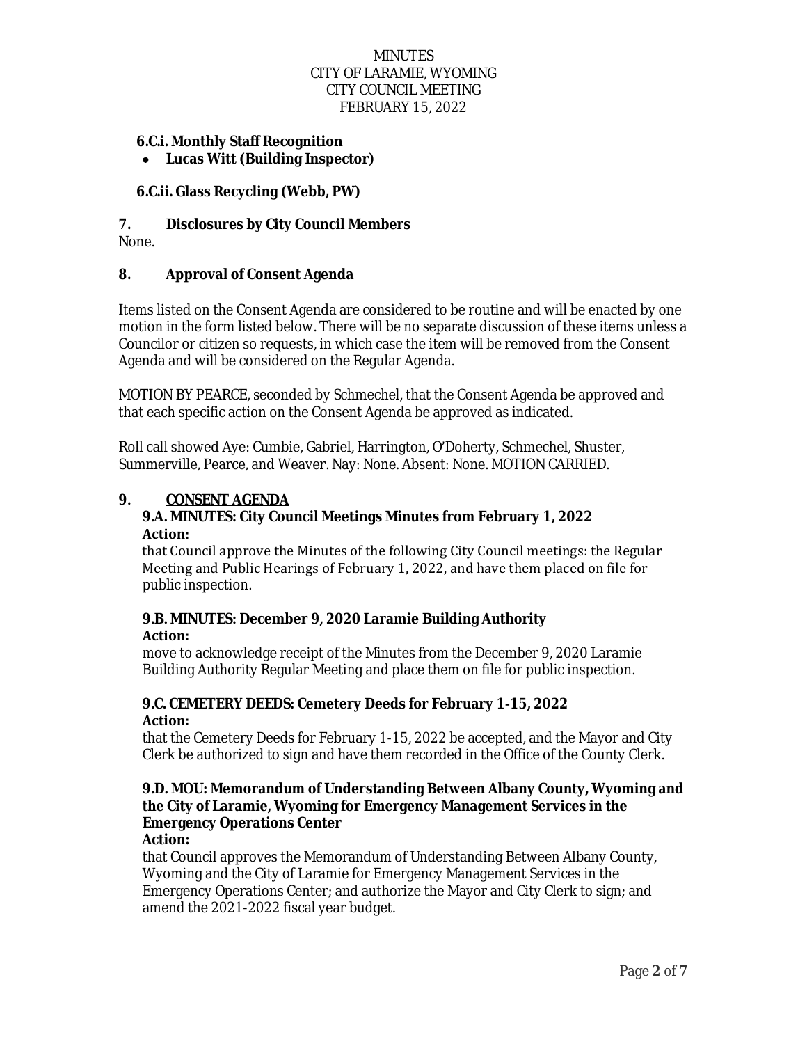MINUTES
CITY OF LARAMIE, WYOMING
CITY COUNCIL MEETING
FEBRUARY 15, 2022

**6.C.i. Monthly Staff Recognition**

- **Lucas Witt (Building Inspector)**

**6.C.ii. Glass Recycling (Webb, PW)**

## 7. Disclosures by City Council Members

None.

## 8. Approval of Consent Agenda

Items listed on the Consent Agenda are considered to be routine and will be enacted by one motion in the form listed below. There will be no separate discussion of these items unless a Councilor or citizen so requests, in which case the item will be removed from the Consent Agenda and will be considered on the Regular Agenda.

MOTION BY PEARCE, seconded by Schmechel, that the Consent Agenda be approved and that each specific action on the Consent Agenda be approved as indicated.

Roll call showed Aye: Cumbie, Gabriel, Harrington, O'Doherty, Schmechel, Shuster, Summerville, Pearce, and Weaver. Nay: None. Absent: None. MOTION CARRIED.

## 9. CONSENT AGENDA

**9.A. MINUTES: City Council Meetings Minutes from February 1, 2022**
**Action:**
that Council approve the Minutes of the following City Council meetings: the Regular Meeting and Public Hearings of February 1, 2022, and have them placed on file for public inspection.

**9.B. MINUTES: December 9, 2020 Laramie Building Authority**
**Action:**
move to acknowledge receipt of the Minutes from the December 9, 2020 Laramie Building Authority Regular Meeting and place them on file for public inspection.

**9.C. CEMETERY DEEDS: Cemetery Deeds for February 1-15, 2022**
**Action:**
that the Cemetery Deeds for February 1-15, 2022 be accepted, and the Mayor and City Clerk be authorized to sign and have them recorded in the Office of the County Clerk.

**9.D. MOU: Memorandum of Understanding Between Albany County, Wyoming and the City of Laramie, Wyoming for Emergency Management Services in the Emergency Operations Center**
**Action:**
that Council approves the Memorandum of Understanding Between Albany County, Wyoming and the City of Laramie for Emergency Management Services in the Emergency Operations Center; and authorize the Mayor and City Clerk to sign; and amend the 2021-2022 fiscal year budget.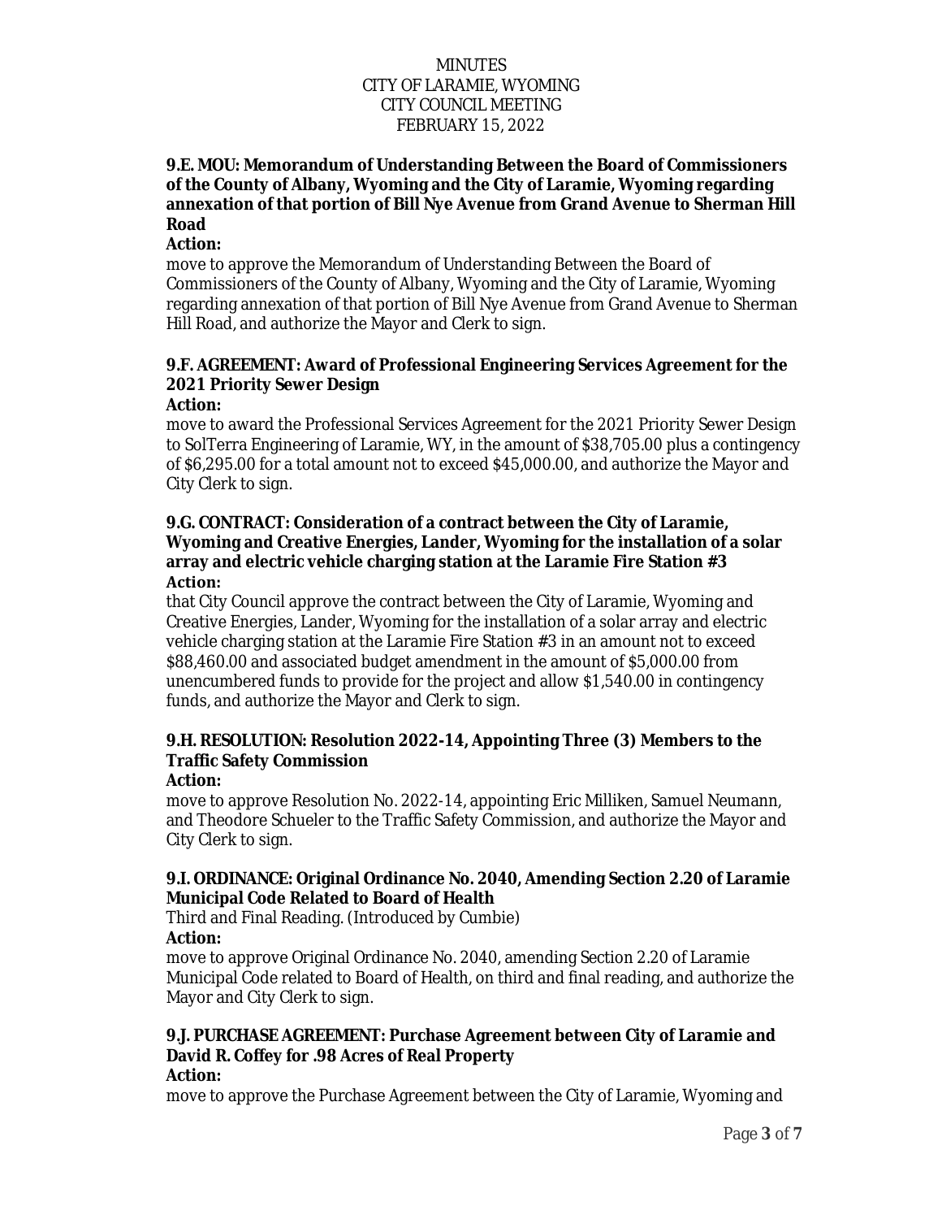**9.E. MOU: Memorandum of Understanding Between the Board of Commissioners of the County of Albany, Wyoming and the City of Laramie, Wyoming regarding annexation of that portion of Bill Nye Avenue from Grand Avenue to Sherman Hill Road**

**Action:**

move to approve the Memorandum of Understanding Between the Board of Commissioners of the County of Albany, Wyoming and the City of Laramie, Wyoming regarding annexation of that portion of Bill Nye Avenue from Grand Avenue to Sherman Hill Road, and authorize the Mayor and Clerk to sign.

**9.F. AGREEMENT: Award of Professional Engineering Services Agreement for the 2021 Priority Sewer Design**

**Action:**

move to award the Professional Services Agreement for the 2021 Priority Sewer Design to SolTerra Engineering of Laramie, WY, in the amount of $38,705.00 plus a contingency of $6,295.00 for a total amount not to exceed $45,000.00, and authorize the Mayor and City Clerk to sign.

**9.G. CONTRACT: Consideration of a contract between the City of Laramie, Wyoming and Creative Energies, Lander, Wyoming for the installation of a solar array and electric vehicle charging station at the Laramie Fire Station #3**

**Action:**

that City Council approve the contract between the City of Laramie, Wyoming and Creative Energies, Lander, Wyoming for the installation of a solar array and electric vehicle charging station at the Laramie Fire Station #3 in an amount not to exceed $88,460.00 and associated budget amendment in the amount of $5,000.00 from unencumbered funds to provide for the project and allow $1,540.00 in contingency funds, and authorize the Mayor and Clerk to sign.

**9.H. RESOLUTION: Resolution 2022-14, Appointing Three (3) Members to the Traffic Safety Commission**

**Action:**

move to approve Resolution No. 2022-14, appointing Eric Milliken, Samuel Neumann, and Theodore Schueler to the Traffic Safety Commission, and authorize the Mayor and City Clerk to sign.

**9.I. ORDINANCE: Original Ordinance No. 2040, Amending Section 2.20 of Laramie Municipal Code Related to Board of Health**

Third and Final Reading. (Introduced by Cumbie)

**Action:**

move to approve Original Ordinance No. 2040, amending Section 2.20 of Laramie Municipal Code related to Board of Health, on third and final reading, and authorize the Mayor and City Clerk to sign.

**9.J. PURCHASE AGREEMENT: Purchase Agreement between City of Laramie and David R. Coffey for .98 Acres of Real Property**

**Action:**

move to approve the Purchase Agreement between the City of Laramie, Wyoming and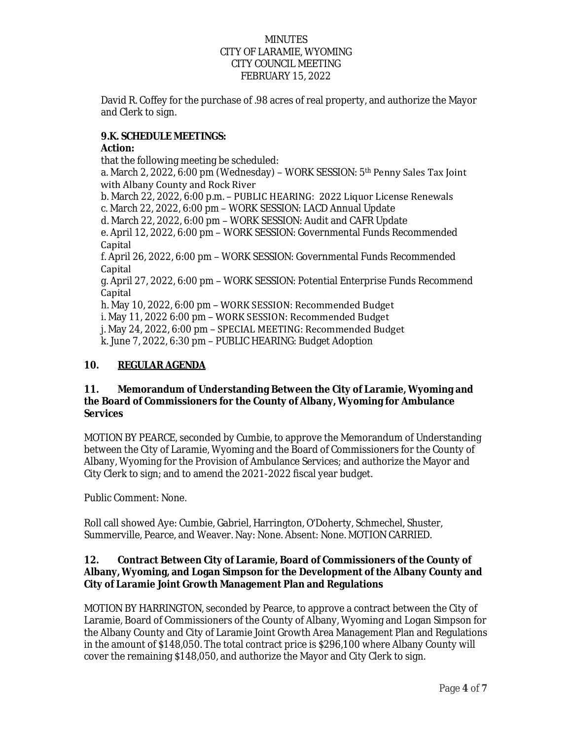David R. Coffey for the purchase of .98 acres of real property, and authorize the Mayor and Clerk to sign.

**9.K. SCHEDULE MEETINGS:**

**Action:**

that the following meeting be scheduled:

a. March 2, 2022, 6:00 pm (Wednesday) – WORK SESSION: 5th Penny Sales Tax Joint with Albany County and Rock River

b. March 22, 2022, 6:00 p.m. – PUBLIC HEARING: 2022 Liquor License Renewals

c. March 22, 2022, 6:00 pm – WORK SESSION: LACD Annual Update

d. March 22, 2022, 6:00 pm – WORK SESSION: Audit and CAFR Update

e. April 12, 2022, 6:00 pm – WORK SESSION: Governmental Funds Recommended Capital

f. April 26, 2022, 6:00 pm – WORK SESSION: Governmental Funds Recommended Capital

g. April 27, 2022, 6:00 pm – WORK SESSION: Potential Enterprise Funds Recommend Capital

h. May 10, 2022, 6:00 pm – WORK SESSION: Recommended Budget

i. May 11, 2022 6:00 pm – WORK SESSION: Recommended Budget

j. May 24, 2022, 6:00 pm – SPECIAL MEETING: Recommended Budget

k. June 7, 2022, 6:30 pm – PUBLIC HEARING: Budget Adoption

## 10. REGULAR AGENDA

### 11. Memorandum of Understanding Between the City of Laramie, Wyoming and the Board of Commissioners for the County of Albany, Wyoming for Ambulance Services

MOTION BY PEARCE, seconded by Cumbie, to approve the Memorandum of Understanding between the City of Laramie, Wyoming and the Board of Commissioners for the County of Albany, Wyoming for the Provision of Ambulance Services; and authorize the Mayor and City Clerk to sign; and to amend the 2021-2022 fiscal year budget.

Public Comment: None.

Roll call showed Aye: Cumbie, Gabriel, Harrington, O'Doherty, Schmechel, Shuster, Summerville, Pearce, and Weaver. Nay: None. Absent: None. MOTION CARRIED.

### 12. Contract Between City of Laramie, Board of Commissioners of the County of Albany, Wyoming, and Logan Simpson for the Development of the Albany County and City of Laramie Joint Growth Management Plan and Regulations

MOTION BY HARRINGTON, seconded by Pearce, to approve a contract between the City of Laramie, Board of Commissioners of the County of Albany, Wyoming and Logan Simpson for the Albany County and City of Laramie Joint Growth Area Management Plan and Regulations in the amount of $148,050. The total contract price is $296,100 where Albany County will cover the remaining $148,050, and authorize the Mayor and City Clerk to sign.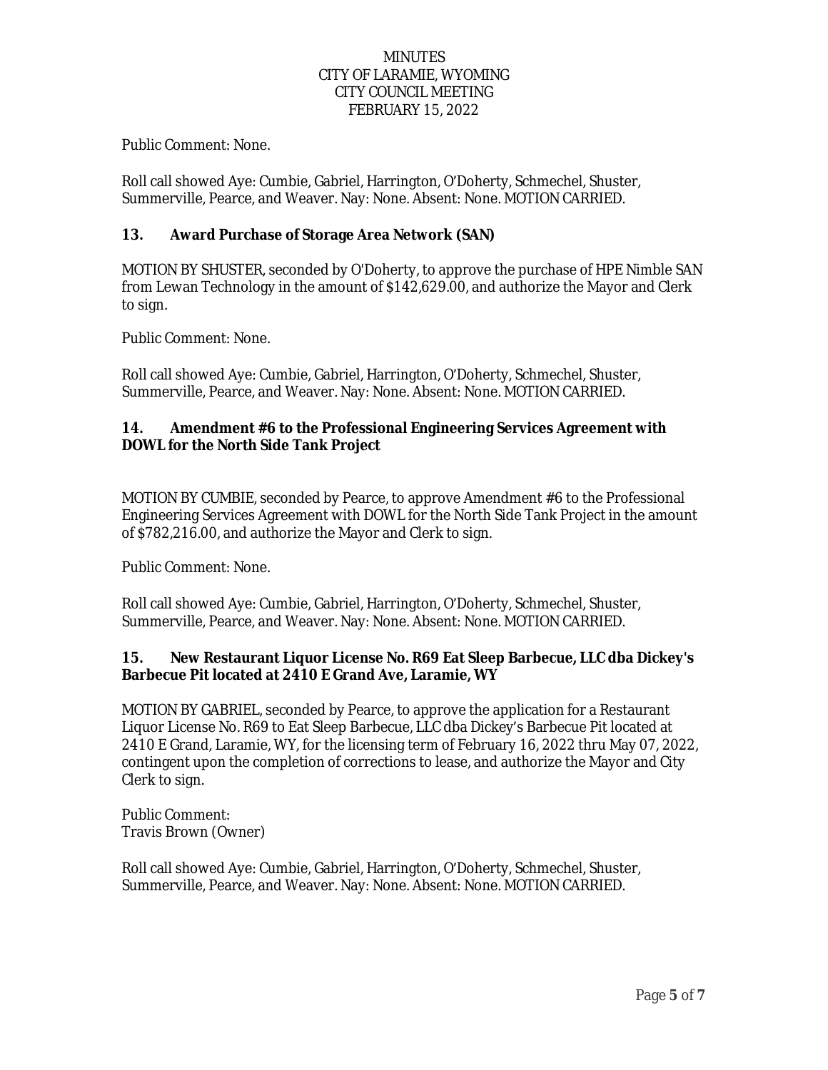Public Comment: None.

Roll call showed Aye: Cumbie, Gabriel, Harrington, O'Doherty, Schmechel, Shuster, Summerville, Pearce, and Weaver. Nay: None. Absent: None. MOTION CARRIED.

**13. Award Purchase of Storage Area Network (SAN)**

MOTION BY SHUSTER, seconded by O'Doherty, to approve the purchase of HPE Nimble SAN from Lewan Technology in the amount of $142,629.00, and authorize the Mayor and Clerk to sign.

Public Comment: None.

Roll call showed Aye: Cumbie, Gabriel, Harrington, O'Doherty, Schmechel, Shuster, Summerville, Pearce, and Weaver. Nay: None. Absent: None. MOTION CARRIED.

**14. Amendment #6 to the Professional Engineering Services Agreement with DOWL for the North Side Tank Project**

MOTION BY CUMBIE, seconded by Pearce, to approve Amendment #6 to the Professional Engineering Services Agreement with DOWL for the North Side Tank Project in the amount of $782,216.00, and authorize the Mayor and Clerk to sign.

Public Comment: None.

Roll call showed Aye: Cumbie, Gabriel, Harrington, O'Doherty, Schmechel, Shuster, Summerville, Pearce, and Weaver. Nay: None. Absent: None. MOTION CARRIED.

**15. New Restaurant Liquor License No. R69 Eat Sleep Barbecue, LLC dba Dickey's Barbecue Pit located at 2410 E Grand Ave, Laramie, WY**

MOTION BY GABRIEL, seconded by Pearce, to approve the application for a Restaurant Liquor License No. R69 to Eat Sleep Barbecue, LLC dba Dickey's Barbecue Pit located at 2410 E Grand, Laramie, WY, for the licensing term of February 16, 2022 thru May 07, 2022, contingent upon the completion of corrections to lease, and authorize the Mayor and City Clerk to sign.

Public Comment:
Travis Brown (Owner)

Roll call showed Aye: Cumbie, Gabriel, Harrington, O'Doherty, Schmechel, Shuster, Summerville, Pearce, and Weaver. Nay: None. Absent: None. MOTION CARRIED.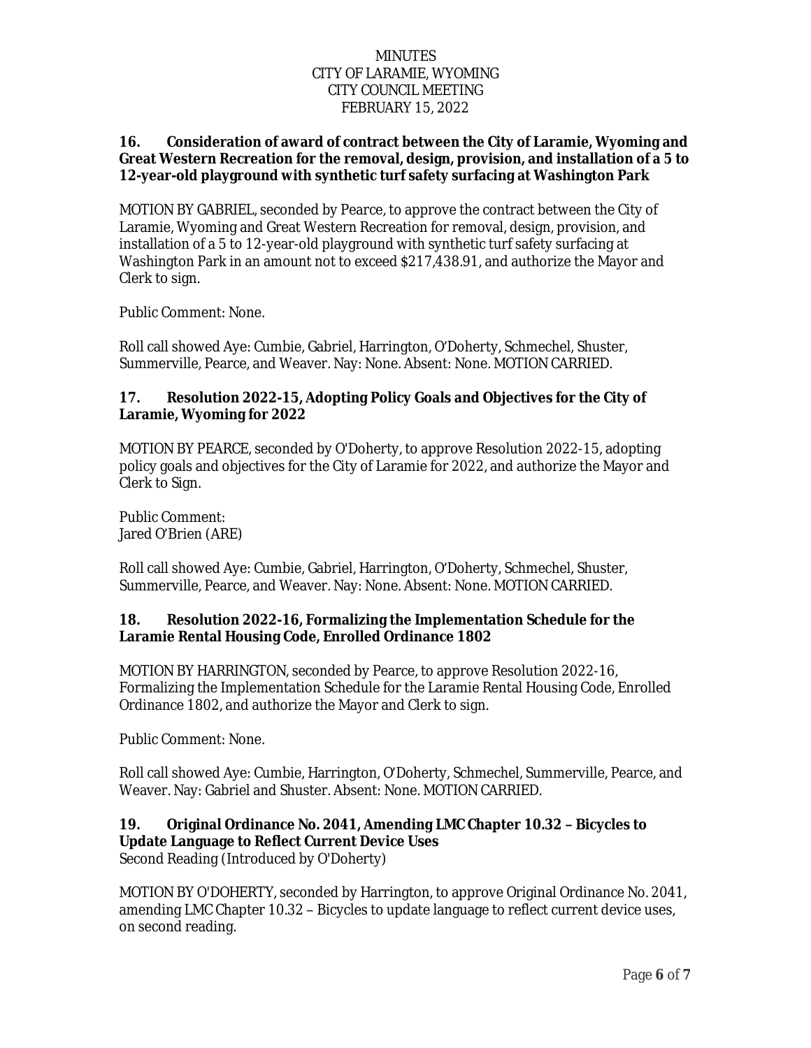**16. Consideration of award of contract between the City of Laramie, Wyoming and Great Western Recreation for the removal, design, provision, and installation of a 5 to 12-year-old playground with synthetic turf safety surfacing at Washington Park**

MOTION BY GABRIEL, seconded by Pearce, to approve the contract between the City of Laramie, Wyoming and Great Western Recreation for removal, design, provision, and installation of a 5 to 12-year-old playground with synthetic turf safety surfacing at Washington Park in an amount not to exceed $217,438.91, and authorize the Mayor and Clerk to sign.

Public Comment: None.

Roll call showed Aye: Cumbie, Gabriel, Harrington, O'Doherty, Schmechel, Shuster, Summerville, Pearce, and Weaver. Nay: None. Absent: None. MOTION CARRIED.

**17. Resolution 2022-15, Adopting Policy Goals and Objectives for the City of Laramie, Wyoming for 2022**

MOTION BY PEARCE, seconded by O'Doherty, to approve Resolution 2022-15, adopting policy goals and objectives for the City of Laramie for 2022, and authorize the Mayor and Clerk to Sign.

Public Comment:
Jared O'Brien (ARE)

Roll call showed Aye: Cumbie, Gabriel, Harrington, O'Doherty, Schmechel, Shuster, Summerville, Pearce, and Weaver. Nay: None. Absent: None. MOTION CARRIED.

**18. Resolution 2022-16, Formalizing the Implementation Schedule for the Laramie Rental Housing Code, Enrolled Ordinance 1802**

MOTION BY HARRINGTON, seconded by Pearce, to approve Resolution 2022-16, Formalizing the Implementation Schedule for the Laramie Rental Housing Code, Enrolled Ordinance 1802, and authorize the Mayor and Clerk to sign.

Public Comment: None.

Roll call showed Aye: Cumbie, Harrington, O'Doherty, Schmechel, Summerville, Pearce, and Weaver. Nay: Gabriel and Shuster. Absent: None. MOTION CARRIED.

**19. Original Ordinance No. 2041, Amending LMC Chapter 10.32 – Bicycles to Update Language to Reflect Current Device Uses**
Second Reading (Introduced by O'Doherty)

MOTION BY O'DOHERTY, seconded by Harrington, to approve Original Ordinance No. 2041, amending LMC Chapter 10.32 – Bicycles to update language to reflect current device uses, on second reading.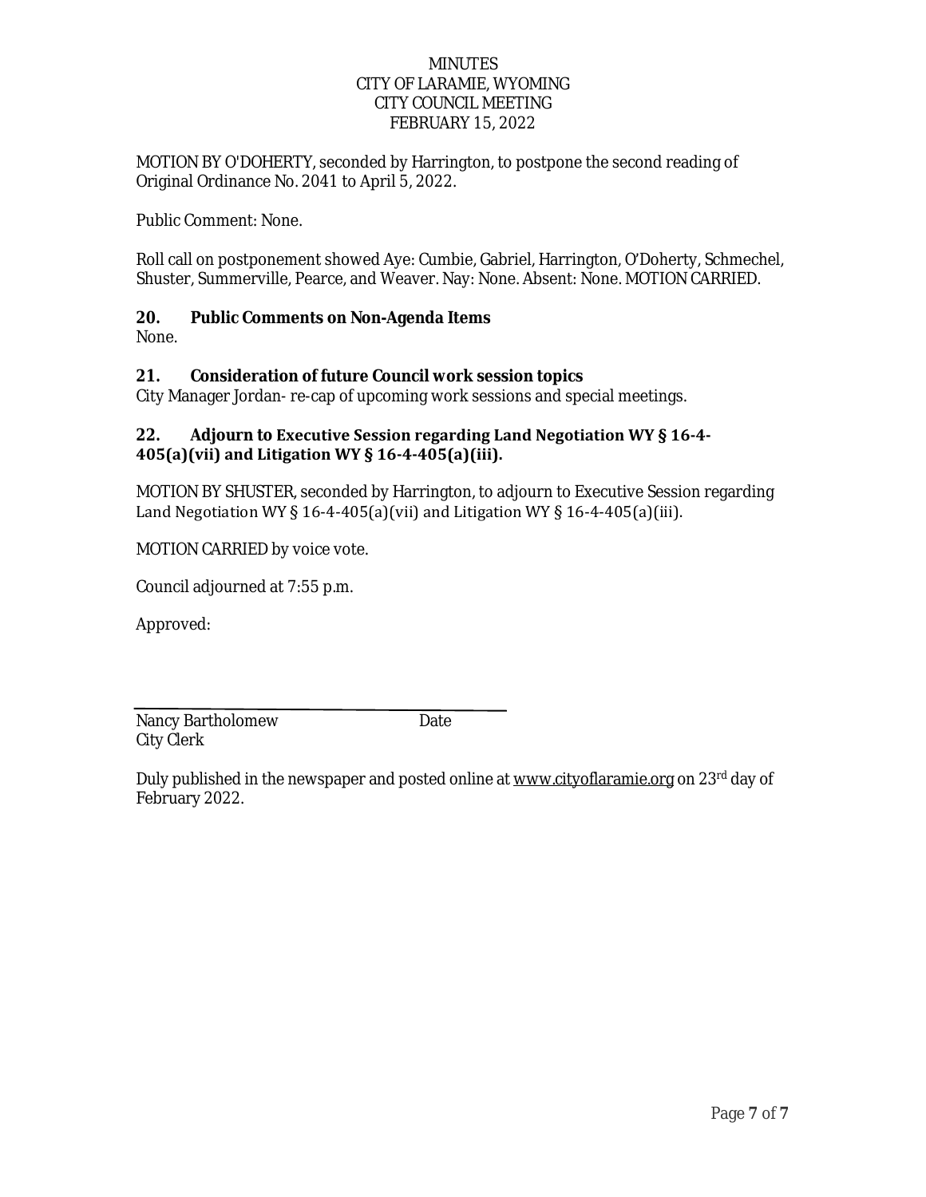MINUTES
CITY OF LARAMIE, WYOMING
CITY COUNCIL MEETING
FEBRUARY 15, 2022

MOTION BY O'DOHERTY, seconded by Harrington, to postpone the second reading of Original Ordinance No. 2041 to April 5, 2022.

Public Comment: None.

Roll call on postponement showed Aye: Cumbie, Gabriel, Harrington, O'Doherty, Schmechel, Shuster, Summerville, Pearce, and Weaver. Nay: None. Absent: None. MOTION CARRIED.

**20. Public Comments on Non-Agenda Items**
None.

**21. Consideration of future Council work session topics**
City Manager Jordan- re-cap of upcoming work sessions and special meetings.

**22. Adjourn to Executive Session regarding Land Negotiation WY § 16-4-405(a)(vii) and Litigation WY § 16-4-405(a)(iii).**

MOTION BY SHUSTER, seconded by Harrington, to adjourn to Executive Session regarding Land Negotiation WY § 16-4-405(a)(vii) and Litigation WY § 16-4-405(a)(iii).

MOTION CARRIED by voice vote.

Council adjourned at 7:55 p.m.

Approved:

Nancy Bartholomew　　　　　　Date
City Clerk

Duly published in the newspaper and posted online at www.cityoflaramie.org on 23rd day of February 2022.